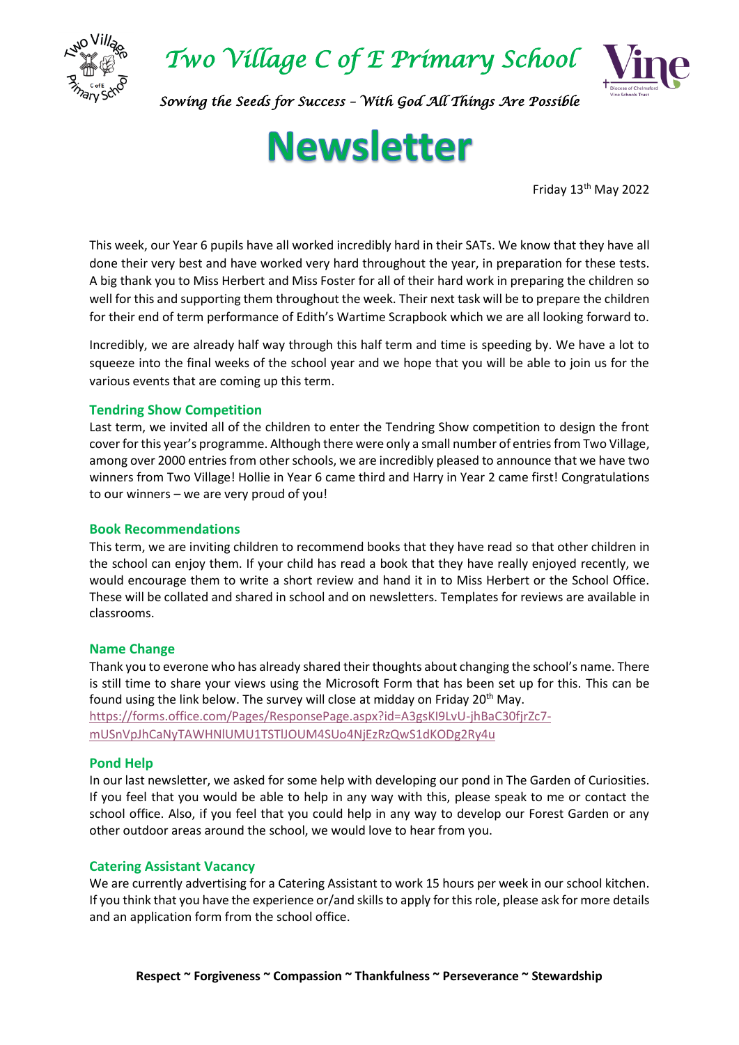# Two Village C of E Primary School

*Sowing the Seeds for Success – With God All Things Are Possible*

# Newsletter

Friday 13th May 2022

This week, our Year 6 pupils have all worked incredibly hard in their SATs. We know that they have all done their very best and have worked very hard throughout the year, in preparation for these tests. A big thank you to Miss Herbert and Miss Foster for all of their hard work in preparing the children so well for this and supporting them throughout the week. Their next task will be to prepare the children for their end of term performance of Edith's Wartime Scrapbook which we are all looking forward to.

Incredibly, we are already half way through this half term and time is speeding by. We have a lot to squeeze into the final weeks of the school year and we hope that you will be able to join us for the various events that are coming up this term.

## Tendring Show Competition

Last term, we invited all of the children to enter the Tendring Show competition to design the front cover for this year's programme. Although there were only a small number of entries from Two Village, among over 2000 entries from other schools, we are incredibly pleased to announce that we have two winners from Two Village! Hollie in Year 6 came third and Harry in Year 2 came first! Congratulations to our winners – we are very proud of you!

## Book Recommendations

This term, we are inviting children to recommend books that they have read so that other children in the school can enjoy them. If your child has read a book that they have really enjoyed recently, we would encourage them to write a short review and hand it in to Miss Herbert or the School Office. These will be collated and shared in school and on newsletters. Templates for reviews are available in classrooms.

## Name Change

Thank you to everone who has already shared their thoughts about changing the school's name. There is still time to share your views using the Microsoft Form that has been set up for this. This can be found using the link below. The survey will close at midday on Friday 20th May.
https://forms.office.com/Pages/ResponsePage.aspx?id=A3gsKI9LvU-jhBaC30fjrZc7-mUSnVpJhCaNyTAWHNIUMU1TSTlJOUM4SUo4NjEzRzQwS1dKODg2Ry4u

## Pond Help

In our last newsletter, we asked for some help with developing our pond in The Garden of Curiosities. If you feel that you would be able to help in any way with this, please speak to me or contact the school office. Also, if you feel that you could help in any way to develop our Forest Garden or any other outdoor areas around the school, we would love to hear from you.

## Catering Assistant Vacancy

We are currently advertising for a Catering Assistant to work 15 hours per week in our school kitchen. If you think that you have the experience or/and skills to apply for this role, please ask for more details and an application form from the school office.

**Respect ~ Forgiveness ~ Compassion ~ Thankfulness ~ Perseverance ~ Stewardship**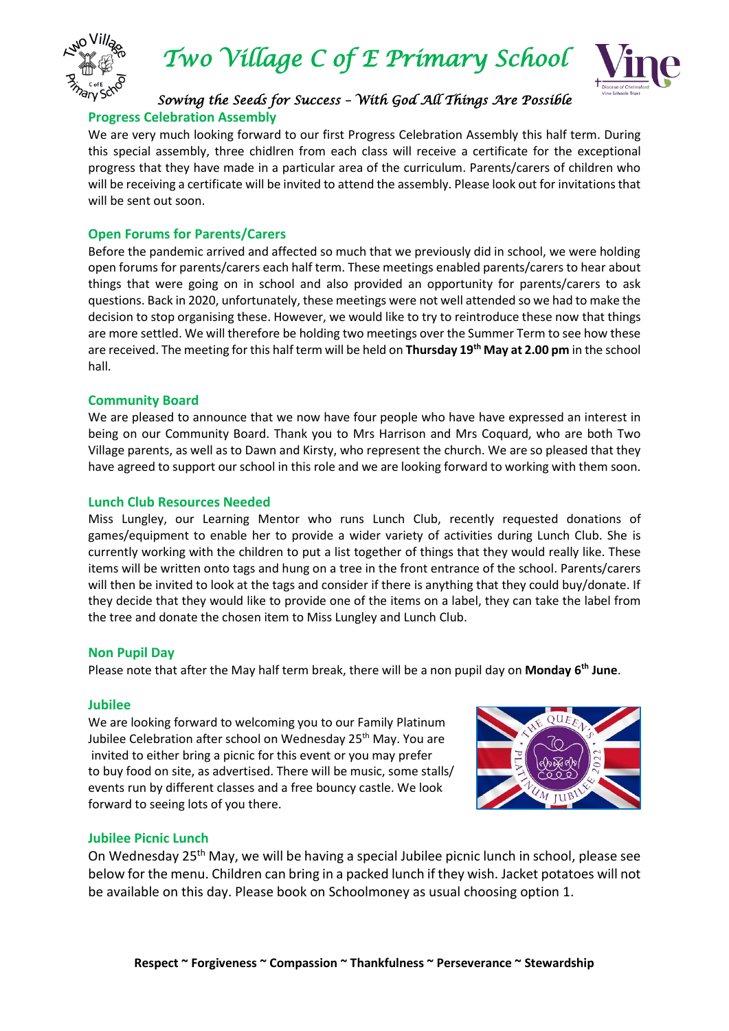# Two Village C of E Primary School

*Sowing the Seeds for Success – With God All Things Are Possible*

### Progress Celebration Assembly

We are very much looking forward to our first Progress Celebration Assembly this half term. During this special assembly, three chidlren from each class will receive a certificate for the exceptional progress that they have made in a particular area of the curriculum. Parents/carers of children who will be receiving a certificate will be invited to attend the assembly. Please look out for invitations that will be sent out soon.

### Open Forums for Parents/Carers

Before the pandemic arrived and affected so much that we previously did in school, we were holding open forums for parents/carers each half term. These meetings enabled parents/carers to hear about things that were going on in school and also provided an opportunity for parents/carers to ask questions. Back in 2020, unfortunately, these meetings were not well attended so we had to make the decision to stop organising these. However, we would like to try to reintroduce these now that things are more settled. We will therefore be holding two meetings over the Summer Term to see how these are received. The meeting for this half term will be held on **Thursday 19th May at 2.00 pm** in the school hall.

### Community Board

We are pleased to announce that we now have four people who have have expressed an interest in being on our Community Board. Thank you to Mrs Harrison and Mrs Coquard, who are both Two Village parents, as well as to Dawn and Kirsty, who represent the church. We are so pleased that they have agreed to support our school in this role and we are looking forward to working with them soon.

### Lunch Club Resources Needed

Miss Lungley, our Learning Mentor who runs Lunch Club, recently requested donations of games/equipment to enable her to provide a wider variety of activities during Lunch Club. She is currently working with the children to put a list together of things that they would really like. These items will be written onto tags and hung on a tree in the front entrance of the school. Parents/carers will then be invited to look at the tags and consider if there is anything that they could buy/donate. If they decide that they would like to provide one of the items on a label, they can take the label from the tree and donate the chosen item to Miss Lungley and Lunch Club.

### Non Pupil Day

Please note that after the May half term break, there will be a non pupil day on **Monday 6th June**.

### Jubilee

We are looking forward to welcoming you to our Family Platinum Jubilee Celebration after school on Wednesday 25th May. You are invited to either bring a picnic for this event or you may prefer to buy food on site, as advertised. There will be music, some stalls/ events run by different classes and a free bouncy castle. We look forward to seeing lots of you there.

### Jubilee Picnic Lunch

On Wednesday 25th May, we will be having a special Jubilee picnic lunch in school, please see below for the menu. Children can bring in a packed lunch if they wish. Jacket potatoes will not be available on this day. Please book on Schoolmoney as usual choosing option 1.

**Respect ~ Forgiveness ~ Compassion ~ Thankfulness ~ Perseverance ~ Stewardship**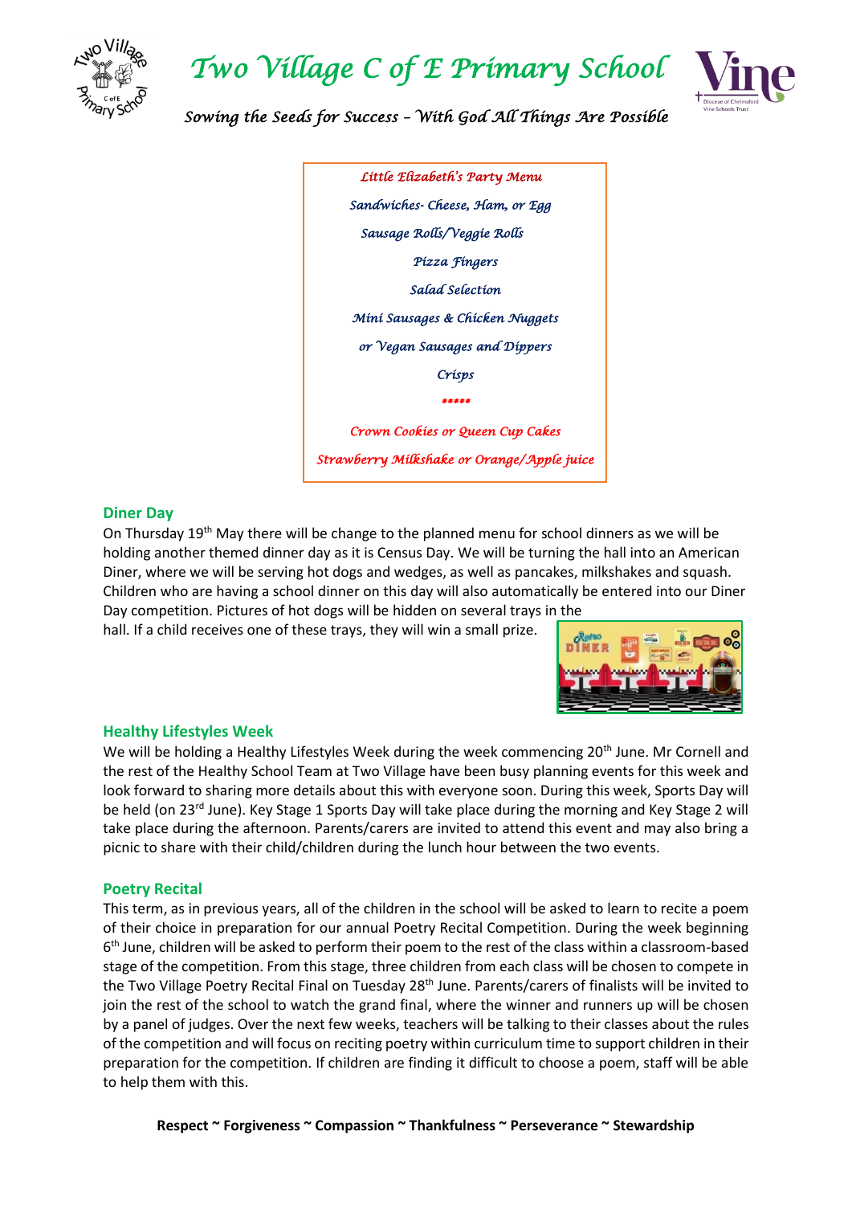*Little Elizabeth's Party Menu*

*Sandwiches- Cheese, Ham, or Egg*

*Sausage Rolls/Veggie Rolls*

*Pizza Fingers*

*Salad Selection*

*Mini Sausages & Chicken Nuggets*

*or Vegan Sausages and Dippers*

*Crisps*

*****

*Crown Cookies or Queen Cup Cakes*

*Strawberry Milkshake or Orange/Apple juice*

## Diner Day

On Thursday 19th May there will be change to the planned menu for school dinners as we will be holding another themed dinner day as it is Census Day. We will be turning the hall into an American Diner, where we will be serving hot dogs and wedges, as well as pancakes, milkshakes and squash. Children who are having a school dinner on this day will also automatically be entered into our Diner Day competition. Pictures of hot dogs will be hidden on several trays in the hall. If a child receives one of these trays, they will win a small prize.

## Healthy Lifestyles Week

We will be holding a Healthy Lifestyles Week during the week commencing 20th June. Mr Cornell and the rest of the Healthy School Team at Two Village have been busy planning events for this week and look forward to sharing more details about this with everyone soon. During this week, Sports Day will be held (on 23rd June). Key Stage 1 Sports Day will take place during the morning and Key Stage 2 will take place during the afternoon. Parents/carers are invited to attend this event and may also bring a picnic to share with their child/children during the lunch hour between the two events.

## Poetry Recital

This term, as in previous years, all of the children in the school will be asked to learn to recite a poem of their choice in preparation for our annual Poetry Recital Competition. During the week beginning 6th June, children will be asked to perform their poem to the rest of the class within a classroom-based stage of the competition. From this stage, three children from each class will be chosen to compete in the Two Village Poetry Recital Final on Tuesday 28th June. Parents/carers of finalists will be invited to join the rest of the school to watch the grand final, where the winner and runners up will be chosen by a panel of judges. Over the next few weeks, teachers will be talking to their classes about the rules of the competition and will focus on reciting poetry within curriculum time to support children in their preparation for the competition. If children are finding it difficult to choose a poem, staff will be able to help them with this.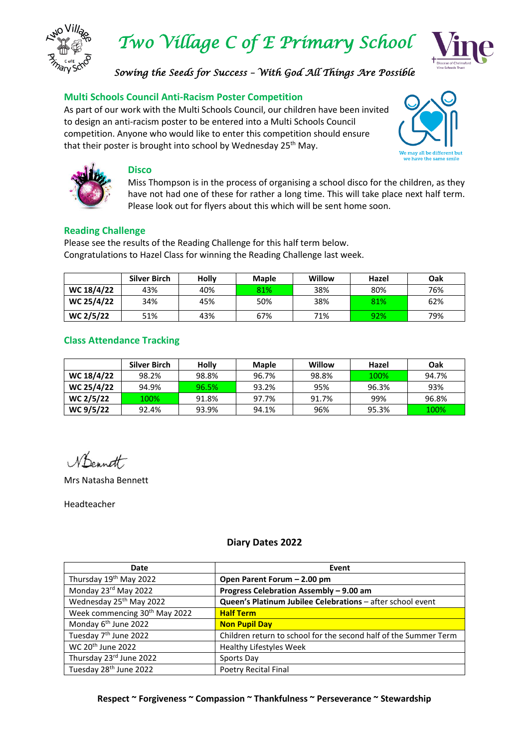# Two Village C of E Primary School

*Sowing the Seeds for Success – With God All Things Are Possible*

## Multi Schools Council Anti-Racism Poster Competition

As part of our work with the Multi Schools Council, our children have been invited to design an anti-racism poster to be entered into a Multi Schools Council competition. Anyone who would like to enter this competition should ensure that their poster is brought into school by Wednesday 25th May.

We may all be different but we have the same smile

## Disco

Miss Thompson is in the process of organising a school disco for the children, as they have not had one of these for rather a long time. This will take place next half term. Please look out for flyers about this which will be sent home soon.

## Reading Challenge

Please see the results of the Reading Challenge for this half term below.
Congratulations to Hazel Class for winning the Reading Challenge last week.

| | Silver Birch | Holly | Maple | Willow | Hazel | Oak |
|---|---|---|---|---|---|---|
| **WC 18/4/22** | 43% | 40% | 81% | 38% | 80% | 76% |
| **WC 25/4/22** | 34% | 45% | 50% | 38% | 81% | 62% |
| **WC 2/5/22** | 51% | 43% | 67% | 71% | 92% | 79% |

## Class Attendance Tracking

| | Silver Birch | Holly | Maple | Willow | Hazel | Oak |
|---|---|---|---|---|---|---|
| **WC 18/4/22** | 98.2% | 98.8% | 96.7% | 98.8% | 100% | 94.7% |
| **WC 25/4/22** | 94.9% | 96.5% | 93.2% | 95% | 96.3% | 93% |
| **WC 2/5/22** | 100% | 91.8% | 97.7% | 91.7% | 99% | 96.8% |
| **WC 9/5/22** | 92.4% | 93.9% | 94.1% | 96% | 95.3% | 100% |

N Bennett

Mrs Natasha Bennett

Headteacher

## Diary Dates 2022

| Date | Event |
|---|---|
| Thursday 19th May 2022 | **Open Parent Forum – 2.00 pm** |
| Monday 23rd May 2022 | **Progress Celebration Assembly – 9.00 am** |
| Wednesday 25th May 2022 | **Queen's Platinum Jubilee Celebrations** – after school event |
| Week commencing 30th May 2022 | **Half Term** |
| Monday 6th June 2022 | **Non Pupil Day** |
| Tuesday 7th June 2022 | Children return to school for the second half of the Summer Term |
| WC 20th June 2022 | Healthy Lifestyles Week |
| Thursday 23rd June 2022 | Sports Day |
| Tuesday 28th June 2022 | Poetry Recital Final |

**Respect ~ Forgiveness ~ Compassion ~ Thankfulness ~ Perseverance ~ Stewardship**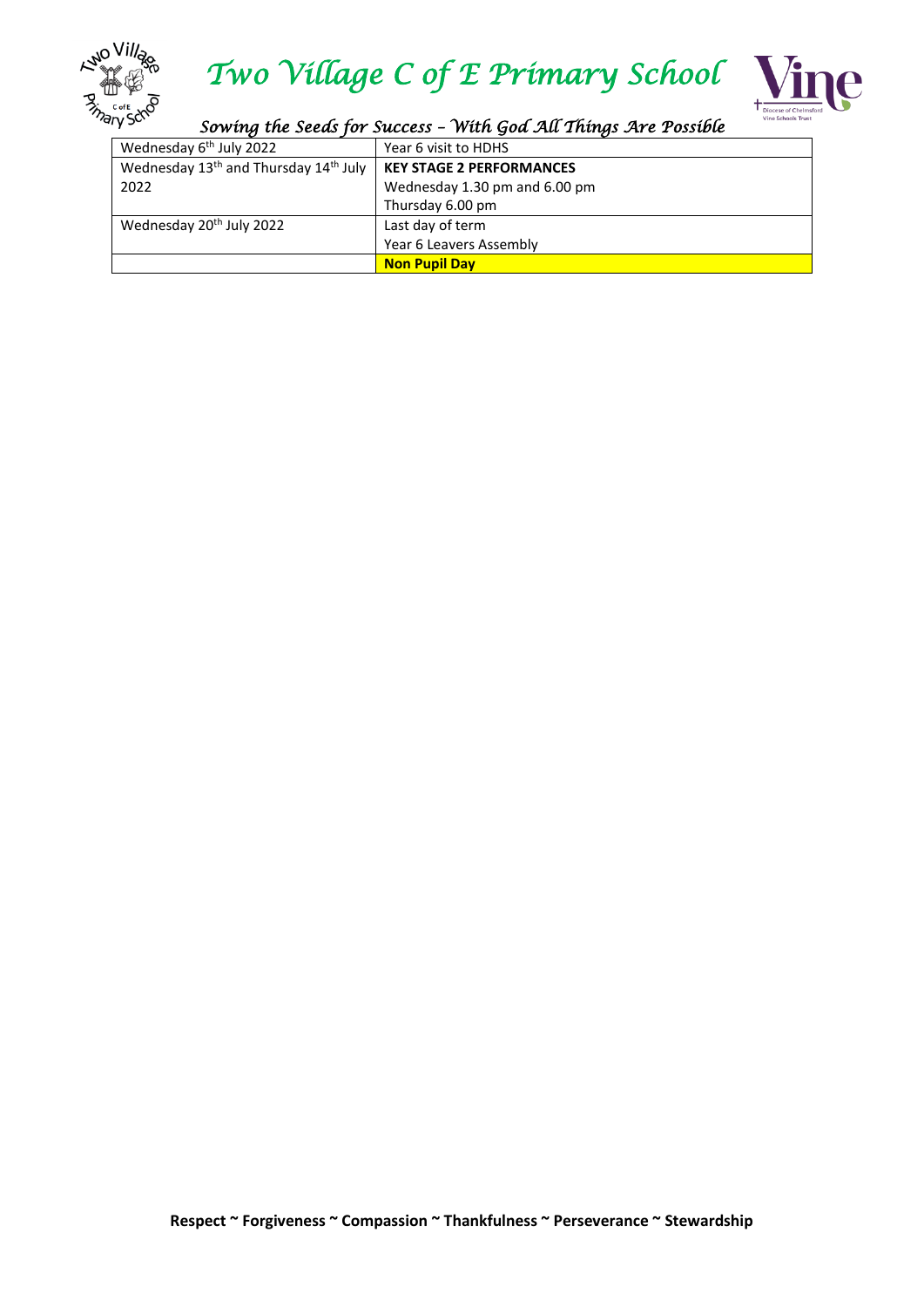| | |
|---|---|
| Wednesday 6th July 2022 | Year 6 visit to HDHS |
| Wednesday 13th and Thursday 14th July 2022 | **KEY STAGE 2 PERFORMANCES**<br>Wednesday 1.30 pm and 6.00 pm<br>Thursday 6.00 pm |
| Wednesday 20th July 2022 | Last day of term<br>Year 6 Leavers Assembly |
| | **Non Pupil Day** |